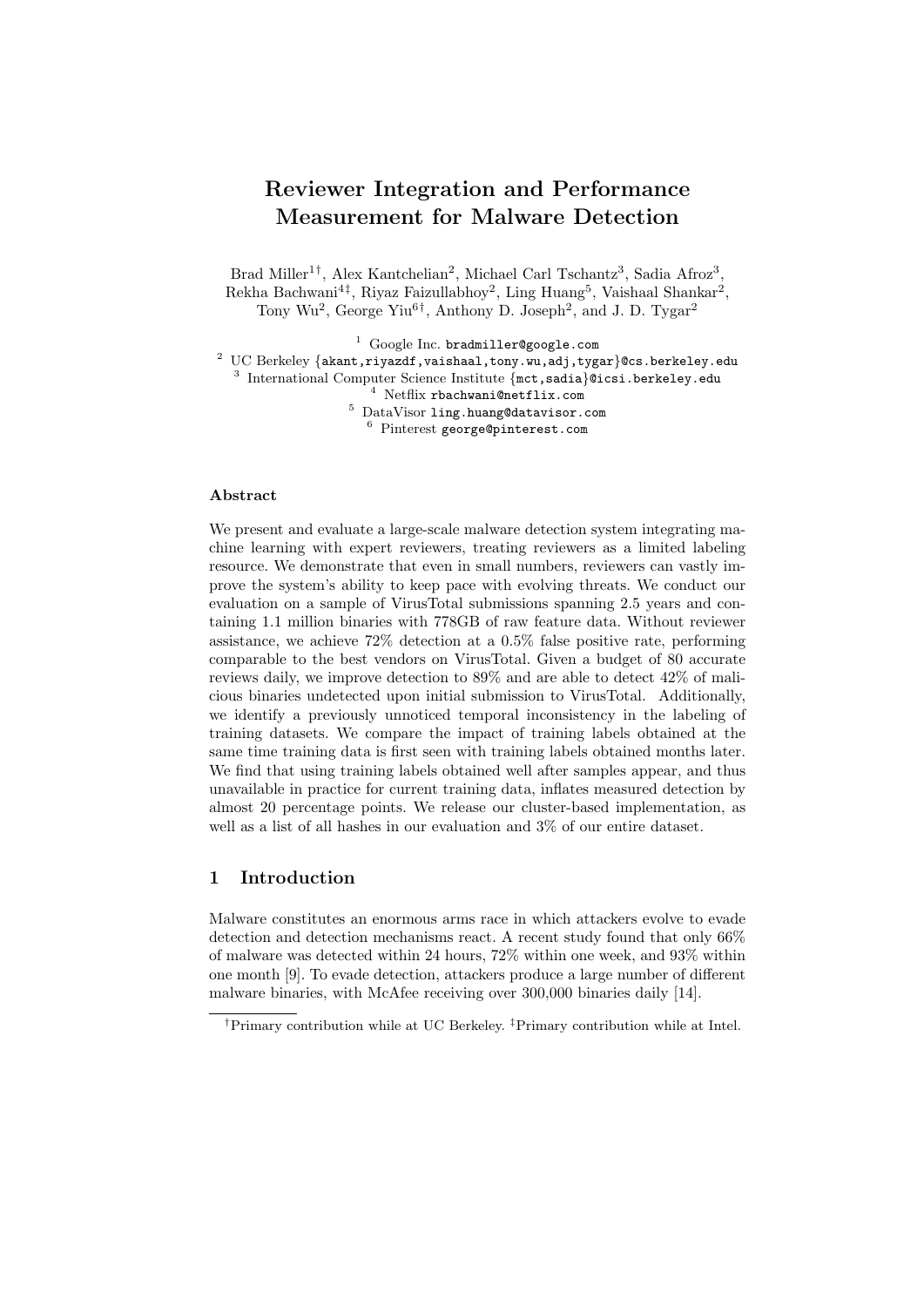# Reviewer Integration and Performance Measurement for Malware Detection

Brad Miller[1†], Alex Kantchelian[2], Michael Carl Tschantz[3], Sadia Afroz[3], Rekha Bachwani[4‡], Riyaz Faizullabhoy[2], Ling Huang[5], Vaishaal Shankar[2], Tony Wu[2], George Yiu[6†], Anthony D. Joseph[2], and J. D. Tygar[2]

[1] Google Inc. bradmiller@google.com
[2] UC Berkeley {akant,riyazdf,vaishaal,tony.wu,adj,tygar}@cs.berkeley.edu
[3] International Computer Science Institute {mct,sadia}@icsi.berkeley.edu
[4] Netflix rbachwani@netflix.com
[5] DataVisor ling.huang@datavisor.com
[6] Pinterest george@pinterest.com

### Abstract

We present and evaluate a large-scale malware detection system integrating machine learning with expert reviewers, treating reviewers as a limited labeling resource. We demonstrate that even in small numbers, reviewers can vastly improve the system's ability to keep pace with evolving threats. We conduct our evaluation on a sample of VirusTotal submissions spanning 2.5 years and containing 1.1 million binaries with 778GB of raw feature data. Without reviewer assistance, we achieve 72% detection at a 0.5% false positive rate, performing comparable to the best vendors on VirusTotal. Given a budget of 80 accurate reviews daily, we improve detection to 89% and are able to detect 42% of malicious binaries undetected upon initial submission to VirusTotal. Additionally, we identify a previously unnoticed temporal inconsistency in the labeling of training datasets. We compare the impact of training labels obtained at the same time training data is first seen with training labels obtained months later. We find that using training labels obtained well after samples appear, and thus unavailable in practice for current training data, inflates measured detection by almost 20 percentage points. We release our cluster-based implementation, as well as a list of all hashes in our evaluation and 3% of our entire dataset.

## 1 Introduction

Malware constitutes an enormous arms race in which attackers evolve to evade detection and detection mechanisms react. A recent study found that only 66% of malware was detected within 24 hours, 72% within one week, and 93% within one month [9]. To evade detection, attackers produce a large number of different malware binaries, with McAfee receiving over 300,000 binaries daily [14].

†Primary contribution while at UC Berkeley. ‡Primary contribution while at Intel.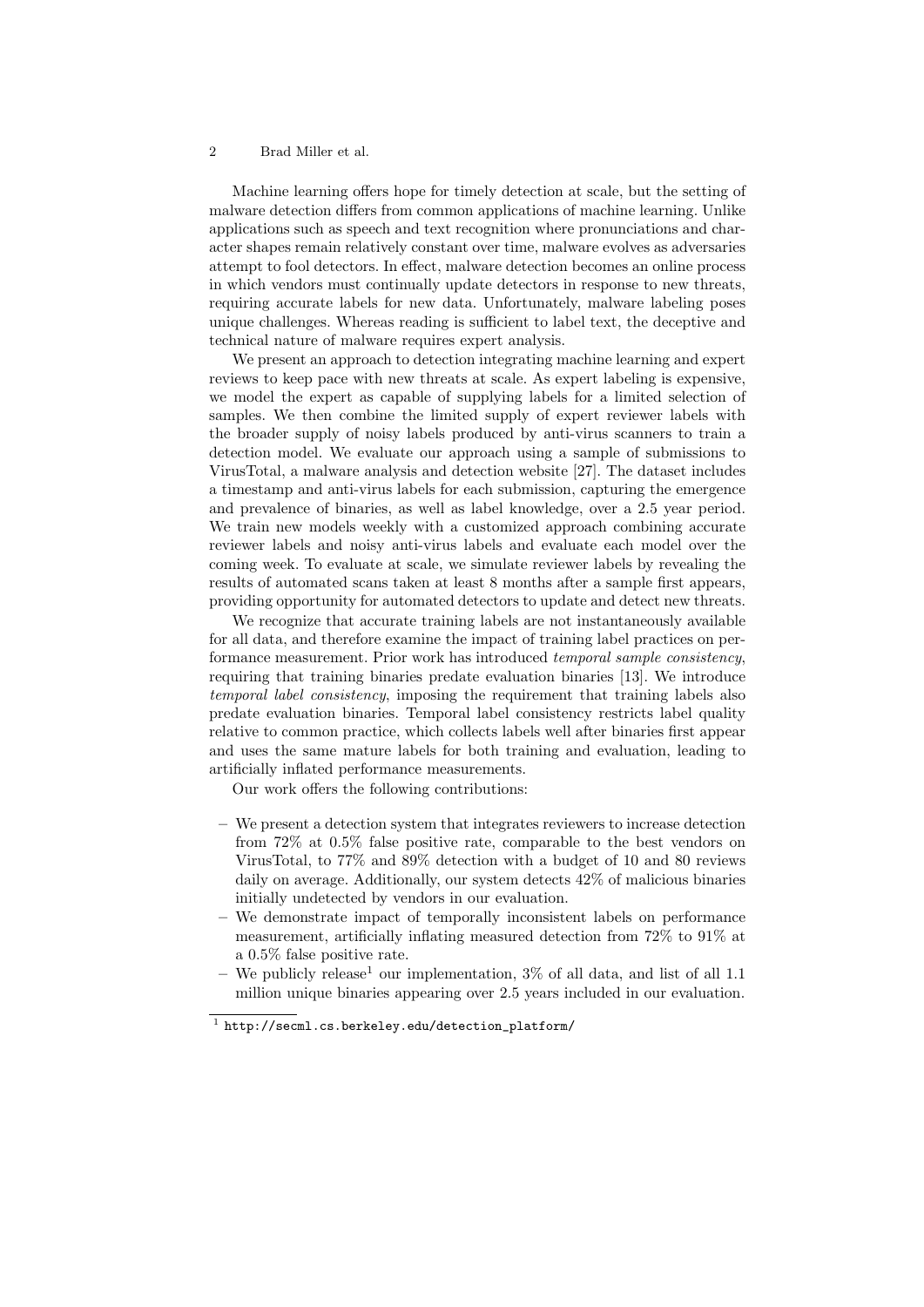Machine learning offers hope for timely detection at scale, but the setting of malware detection differs from common applications of machine learning. Unlike applications such as speech and text recognition where pronunciations and character shapes remain relatively constant over time, malware evolves as adversaries attempt to fool detectors. In effect, malware detection becomes an online process in which vendors must continually update detectors in response to new threats, requiring accurate labels for new data. Unfortunately, malware labeling poses unique challenges. Whereas reading is sufficient to label text, the deceptive and technical nature of malware requires expert analysis.

We present an approach to detection integrating machine learning and expert reviews to keep pace with new threats at scale. As expert labeling is expensive, we model the expert as capable of supplying labels for a limited selection of samples. We then combine the limited supply of expert reviewer labels with the broader supply of noisy labels produced by anti-virus scanners to train a detection model. We evaluate our approach using a sample of submissions to VirusTotal, a malware analysis and detection website [27]. The dataset includes a timestamp and anti-virus labels for each submission, capturing the emergence and prevalence of binaries, as well as label knowledge, over a 2.5 year period. We train new models weekly with a customized approach combining accurate reviewer labels and noisy anti-virus labels and evaluate each model over the coming week. To evaluate at scale, we simulate reviewer labels by revealing the results of automated scans taken at least 8 months after a sample first appears, providing opportunity for automated detectors to update and detect new threats.

We recognize that accurate training labels are not instantaneously available for all data, and therefore examine the impact of training label practices on performance measurement. Prior work has introduced *temporal sample consistency*, requiring that training binaries predate evaluation binaries [13]. We introduce *temporal label consistency*, imposing the requirement that training labels also predate evaluation binaries. Temporal label consistency restricts label quality relative to common practice, which collects labels well after binaries first appear and uses the same mature labels for both training and evaluation, leading to artificially inflated performance measurements.

Our work offers the following contributions:

- We present a detection system that integrates reviewers to increase detection from 72% at 0.5% false positive rate, comparable to the best vendors on VirusTotal, to 77% and 89% detection with a budget of 10 and 80 reviews daily on average. Additionally, our system detects 42% of malicious binaries initially undetected by vendors in our evaluation.
- We demonstrate impact of temporally inconsistent labels on performance measurement, artificially inflating measured detection from 72% to 91% at a 0.5% false positive rate.
- We publicly release[1] our implementation, 3% of all data, and list of all 1.1 million unique binaries appearing over 2.5 years included in our evaluation.

[1] http://secml.cs.berkeley.edu/detection_platform/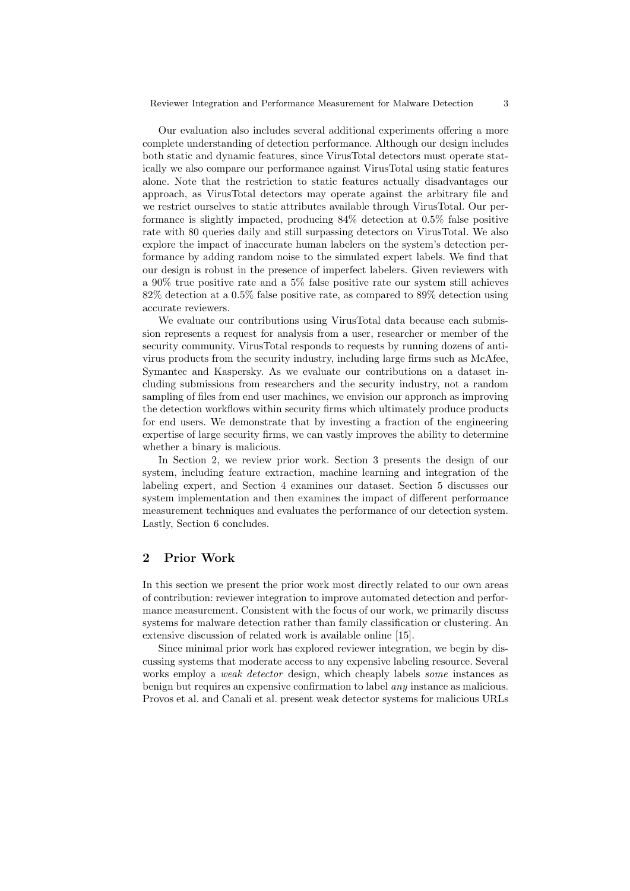Our evaluation also includes several additional experiments offering a more complete understanding of detection performance. Although our design includes both static and dynamic features, since VirusTotal detectors must operate statically we also compare our performance against VirusTotal using static features alone. Note that the restriction to static features actually disadvantages our approach, as VirusTotal detectors may operate against the arbitrary file and we restrict ourselves to static attributes available through VirusTotal. Our performance is slightly impacted, producing 84% detection at 0.5% false positive rate with 80 queries daily and still surpassing detectors on VirusTotal. We also explore the impact of inaccurate human labelers on the system's detection performance by adding random noise to the simulated expert labels. We find that our design is robust in the presence of imperfect labelers. Given reviewers with a 90% true positive rate and a 5% false positive rate our system still achieves 82% detection at a 0.5% false positive rate, as compared to 89% detection using accurate reviewers.

We evaluate our contributions using VirusTotal data because each submission represents a request for analysis from a user, researcher or member of the security community. VirusTotal responds to requests by running dozens of antivirus products from the security industry, including large firms such as McAfee, Symantec and Kaspersky. As we evaluate our contributions on a dataset including submissions from researchers and the security industry, not a random sampling of files from end user machines, we envision our approach as improving the detection workflows within security firms which ultimately produce products for end users. We demonstrate that by investing a fraction of the engineering expertise of large security firms, we can vastly improves the ability to determine whether a binary is malicious.

In Section 2, we review prior work. Section 3 presents the design of our system, including feature extraction, machine learning and integration of the labeling expert, and Section 4 examines our dataset. Section 5 discusses our system implementation and then examines the impact of different performance measurement techniques and evaluates the performance of our detection system. Lastly, Section 6 concludes.

## 2 Prior Work

In this section we present the prior work most directly related to our own areas of contribution: reviewer integration to improve automated detection and performance measurement. Consistent with the focus of our work, we primarily discuss systems for malware detection rather than family classification or clustering. An extensive discussion of related work is available online [15].

Since minimal prior work has explored reviewer integration, we begin by discussing systems that moderate access to any expensive labeling resource. Several works employ a *weak detector* design, which cheaply labels *some* instances as benign but requires an expensive confirmation to label *any* instance as malicious. Provos et al. and Canali et al. present weak detector systems for malicious URLs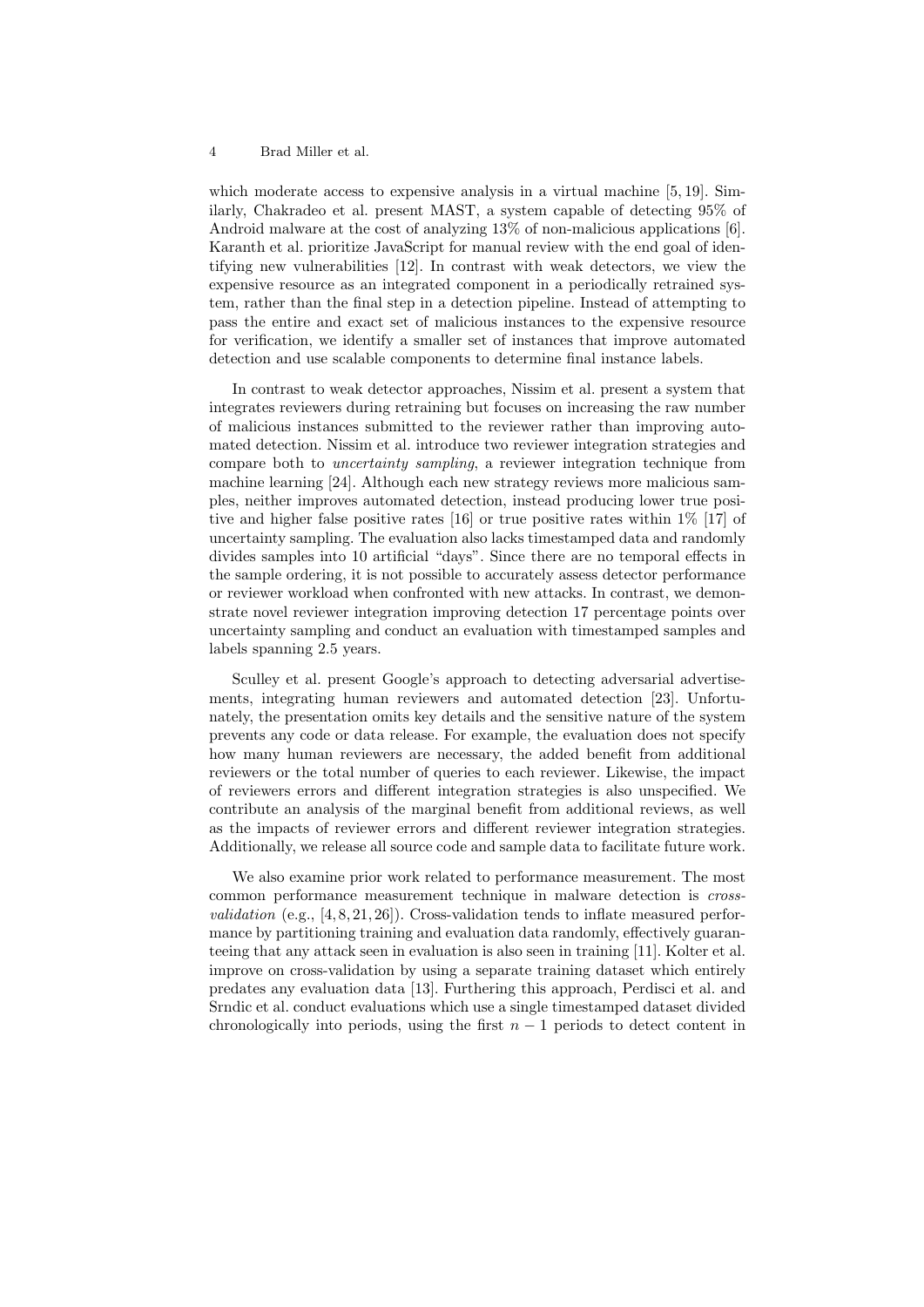which moderate access to expensive analysis in a virtual machine [5, 19]. Similarly, Chakradeo et al. present MAST, a system capable of detecting 95% of Android malware at the cost of analyzing 13% of non-malicious applications [6]. Karanth et al. prioritize JavaScript for manual review with the end goal of identifying new vulnerabilities [12]. In contrast with weak detectors, we view the expensive resource as an integrated component in a periodically retrained system, rather than the final step in a detection pipeline. Instead of attempting to pass the entire and exact set of malicious instances to the expensive resource for verification, we identify a smaller set of instances that improve automated detection and use scalable components to determine final instance labels.

In contrast to weak detector approaches, Nissim et al. present a system that integrates reviewers during retraining but focuses on increasing the raw number of malicious instances submitted to the reviewer rather than improving automated detection. Nissim et al. introduce two reviewer integration strategies and compare both to *uncertainty sampling*, a reviewer integration technique from machine learning [24]. Although each new strategy reviews more malicious samples, neither improves automated detection, instead producing lower true positive and higher false positive rates [16] or true positive rates within 1% [17] of uncertainty sampling. The evaluation also lacks timestamped data and randomly divides samples into 10 artificial "days". Since there are no temporal effects in the sample ordering, it is not possible to accurately assess detector performance or reviewer workload when confronted with new attacks. In contrast, we demonstrate novel reviewer integration improving detection 17 percentage points over uncertainty sampling and conduct an evaluation with timestamped samples and labels spanning 2.5 years.

Sculley et al. present Google's approach to detecting adversarial advertisements, integrating human reviewers and automated detection [23]. Unfortunately, the presentation omits key details and the sensitive nature of the system prevents any code or data release. For example, the evaluation does not specify how many human reviewers are necessary, the added benefit from additional reviewers or the total number of queries to each reviewer. Likewise, the impact of reviewers errors and different integration strategies is also unspecified. We contribute an analysis of the marginal benefit from additional reviews, as well as the impacts of reviewer errors and different reviewer integration strategies. Additionally, we release all source code and sample data to facilitate future work.

We also examine prior work related to performance measurement. The most common performance measurement technique in malware detection is *cross-validation* (e.g., [4, 8, 21, 26]). Cross-validation tends to inflate measured performance by partitioning training and evaluation data randomly, effectively guaranteeing that any attack seen in evaluation is also seen in training [11]. Kolter et al. improve on cross-validation by using a separate training dataset which entirely predates any evaluation data [13]. Furthering this approach, Perdisci et al. and Srndic et al. conduct evaluations which use a single timestamped dataset divided chronologically into periods, using the first $n-1$ periods to detect content in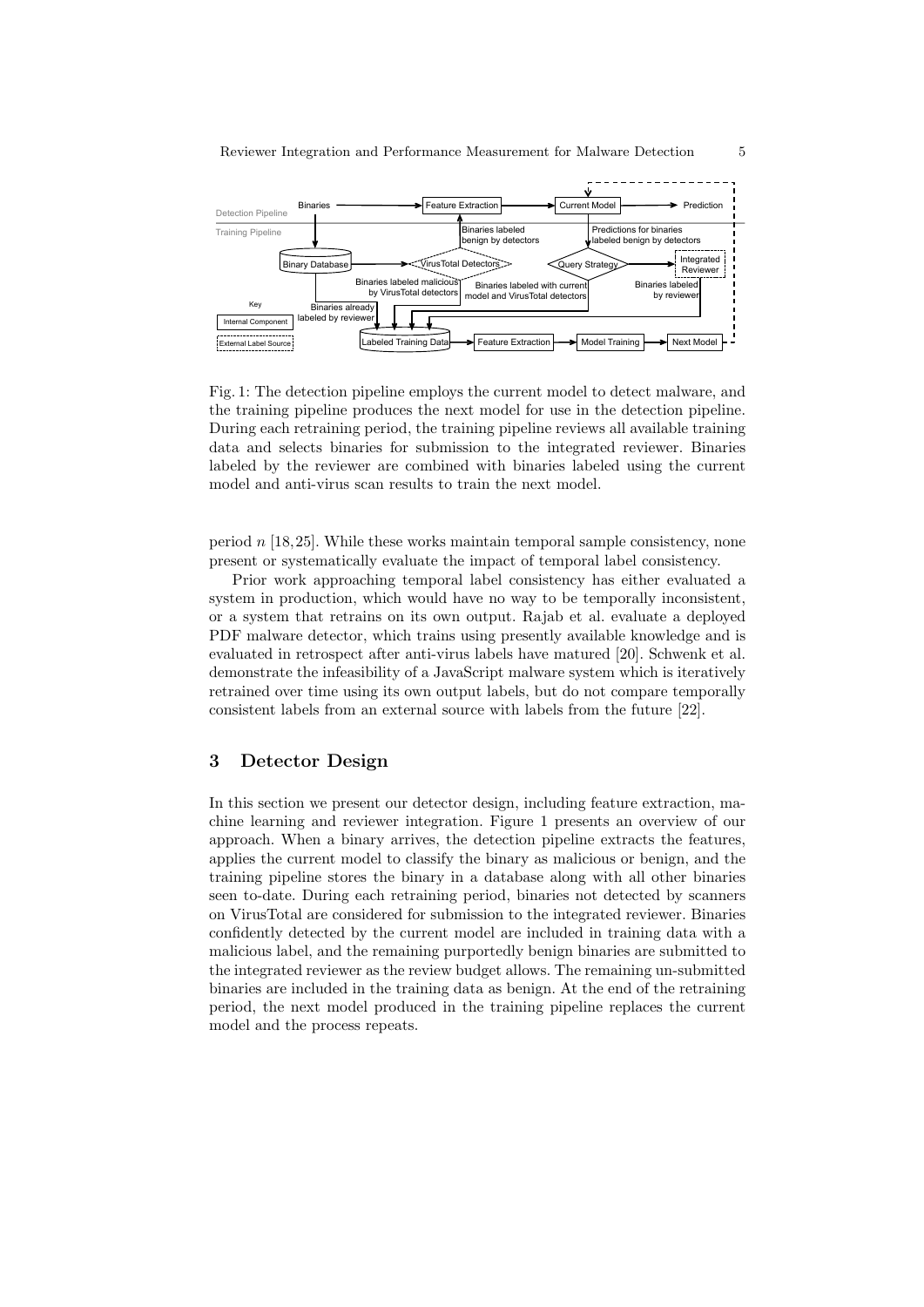Detection Pipeline

Training Pipeline

Binaries

Feature Extraction

Current Model

Prediction

Binaries labeled benign by detectors

Predictions for binaries labeled benign by detectors

Binary Database

VirusTotal Detectors

Query Strategy

Integrated Reviewer

Binaries labeled malicious by VirusTotal detectors

Binaries labeled with current model and VirusTotal detectors

Binaries labeled by reviewer

Key

Internal Component

External Label Source

Binaries already labeled by reviewer

Labeled Training Data

Feature Extraction

Model Training

Next Model

Fig. 1: The detection pipeline employs the current model to detect malware, and the training pipeline produces the next model for use in the detection pipeline. During each retraining period, the training pipeline reviews all available training data and selects binaries for submission to the integrated reviewer. Binaries labeled by the reviewer are combined with binaries labeled using the current model and anti-virus scan results to train the next model.

period $n$ [18,25]. While these works maintain temporal sample consistency, none present or systematically evaluate the impact of temporal label consistency.

Prior work approaching temporal label consistency has either evaluated a system in production, which would have no way to be temporally inconsistent, or a system that retrains on its own output. Rajab et al. evaluate a deployed PDF malware detector, which trains using presently available knowledge and is evaluated in retrospect after anti-virus labels have matured [20]. Schwenk et al. demonstrate the infeasibility of a JavaScript malware system which is iteratively retrained over time using its own output labels, but do not compare temporally consistent labels from an external source with labels from the future [22].

## 3 Detector Design

In this section we present our detector design, including feature extraction, machine learning and reviewer integration. Figure 1 presents an overview of our approach. When a binary arrives, the detection pipeline extracts the features, applies the current model to classify the binary as malicious or benign, and the training pipeline stores the binary in a database along with all other binaries seen to-date. During each retraining period, binaries not detected by scanners on VirusTotal are considered for submission to the integrated reviewer. Binaries confidently detected by the current model are included in training data with a malicious label, and the remaining purportedly benign binaries are submitted to the integrated reviewer as the review budget allows. The remaining un-submitted binaries are included in the training data as benign. At the end of the retraining period, the next model produced in the training pipeline replaces the current model and the process repeats.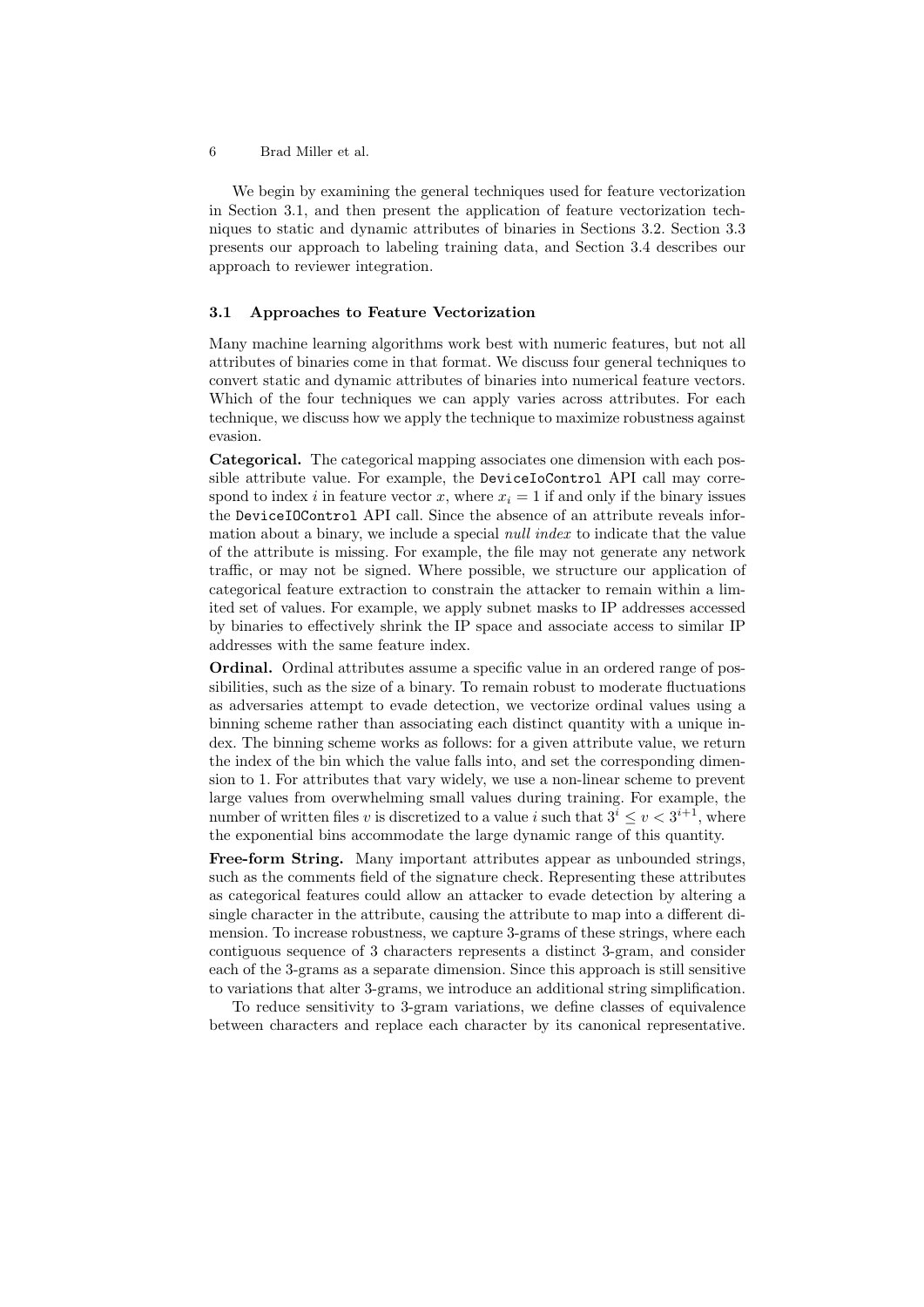We begin by examining the general techniques used for feature vectorization in Section 3.1, and then present the application of feature vectorization techniques to static and dynamic attributes of binaries in Sections 3.2. Section 3.3 presents our approach to labeling training data, and Section 3.4 describes our approach to reviewer integration.

### 3.1 Approaches to Feature Vectorization

Many machine learning algorithms work best with numeric features, but not all attributes of binaries come in that format. We discuss four general techniques to convert static and dynamic attributes of binaries into numerical feature vectors. Which of the four techniques we can apply varies across attributes. For each technique, we discuss how we apply the technique to maximize robustness against evasion.

**Categorical.** The categorical mapping associates one dimension with each possible attribute value. For example, the `DeviceIoControl` API call may correspond to index $i$ in feature vector $x$, where $x_i = 1$ if and only if the binary issues the `DeviceIOControl` API call. Since the absence of an attribute reveals information about a binary, we include a special *null index* to indicate that the value of the attribute is missing. For example, the file may not generate any network traffic, or may not be signed. Where possible, we structure our application of categorical feature extraction to constrain the attacker to remain within a limited set of values. For example, we apply subnet masks to IP addresses accessed by binaries to effectively shrink the IP space and associate access to similar IP addresses with the same feature index.

**Ordinal.** Ordinal attributes assume a specific value in an ordered range of possibilities, such as the size of a binary. To remain robust to moderate fluctuations as adversaries attempt to evade detection, we vectorize ordinal values using a binning scheme rather than associating each distinct quantity with a unique index. The binning scheme works as follows: for a given attribute value, we return the index of the bin which the value falls into, and set the corresponding dimension to 1. For attributes that vary widely, we use a non-linear scheme to prevent large values from overwhelming small values during training. For example, the number of written files $v$ is discretized to a value $i$ such that $3^i \leq v < 3^{i+1}$, where the exponential bins accommodate the large dynamic range of this quantity.

**Free-form String.** Many important attributes appear as unbounded strings, such as the comments field of the signature check. Representing these attributes as categorical features could allow an attacker to evade detection by altering a single character in the attribute, causing the attribute to map into a different dimension. To increase robustness, we capture 3-grams of these strings, where each contiguous sequence of 3 characters represents a distinct 3-gram, and consider each of the 3-grams as a separate dimension. Since this approach is still sensitive to variations that alter 3-grams, we introduce an additional string simplification.

To reduce sensitivity to 3-gram variations, we define classes of equivalence between characters and replace each character by its canonical representative.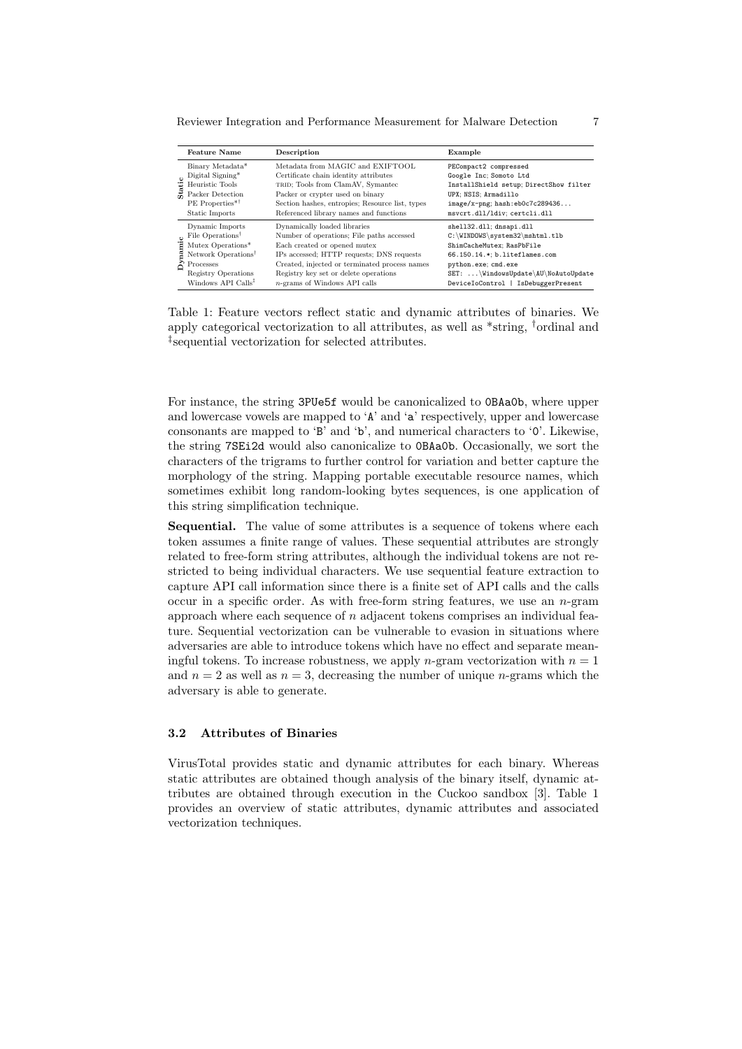| | Feature Name | Description | Example |
|---|---|---|---|
| Static | Binary Metadata* | Metadata from MAGIC and EXIFTOOL | PECompact2 compressed |
| | Digital Signing* | Certificate chain identity attributes | Google Inc; Somoto Ltd |
| | Heuristic Tools | TRID; Tools from ClamAV, Symantec | InstallShield setup; DirectShow filter |
| | Packer Detection | Packer or crypter used on binary | UPX; NSIS; Armadillo |
| | PE Properties*† | Section hashes, entropies; Resource list, types | image/x-png; hash:eb0c7c289436... |
| | Static Imports | Referenced library names and functions | msvcrt.dll/ldiv; certcli.dll |
| Dynamic | Dynamic Imports | Dynamically loaded libraries | shell32.dll; dnsapi.dll |
| | File Operations† | Number of operations; File paths accessed | C:\WINDOWS\system32\mshtml.tlb |
| | Mutex Operations* | Each created or opened mutex | ShimCacheMutex; RasPbFile |
| | Network Operations† | IPs accessed; HTTP requests; DNS requests | 66.150.14.*; b.liteflames.com |
| | Processes | Created, injected or terminated process names | python.exe; cmd.exe |
| | Registry Operations | Registry key set or delete operations | SET: ...\WindowsUpdate\AU\NoAutoUpdate |
| | Windows API Calls‡ | $n$-grams of Windows API calls | DeviceIoControl \| IsDebuggerPresent |

Table 1: Feature vectors reflect static and dynamic attributes of binaries. We apply categorical vectorization to all attributes, as well as *string, †ordinal and ‡sequential vectorization for selected attributes.

For instance, the string `3PUe5f` would be canonicalized to `0BAa0b`, where upper and lowercase vowels are mapped to '`A`' and '`a`' respectively, upper and lowercase consonants are mapped to '`B`' and '`b`', and numerical characters to '`0`'. Likewise, the string `7SEi2d` would also canonicalize to `0BAa0b`. Occasionally, we sort the characters of the trigrams to further control for variation and better capture the morphology of the string. Mapping portable executable resource names, which sometimes exhibit long random-looking bytes sequences, is one application of this string simplification technique.

**Sequential.** The value of some attributes is a sequence of tokens where each token assumes a finite range of values. These sequential attributes are strongly related to free-form string attributes, although the individual tokens are not restricted to being individual characters. We use sequential feature extraction to capture API call information since there is a finite set of API calls and the calls occur in a specific order. As with free-form string features, we use an $n$-gram approach where each sequence of $n$ adjacent tokens comprises an individual feature. Sequential vectorization can be vulnerable to evasion in situations where adversaries are able to introduce tokens which have no effect and separate meaningful tokens. To increase robustness, we apply $n$-gram vectorization with $n = 1$ and $n = 2$ as well as $n = 3$, decreasing the number of unique $n$-grams which the adversary is able to generate.

### 3.2 Attributes of Binaries

VirusTotal provides static and dynamic attributes for each binary. Whereas static attributes are obtained though analysis of the binary itself, dynamic attributes are obtained through execution in the Cuckoo sandbox [3]. Table 1 provides an overview of static attributes, dynamic attributes and associated vectorization techniques.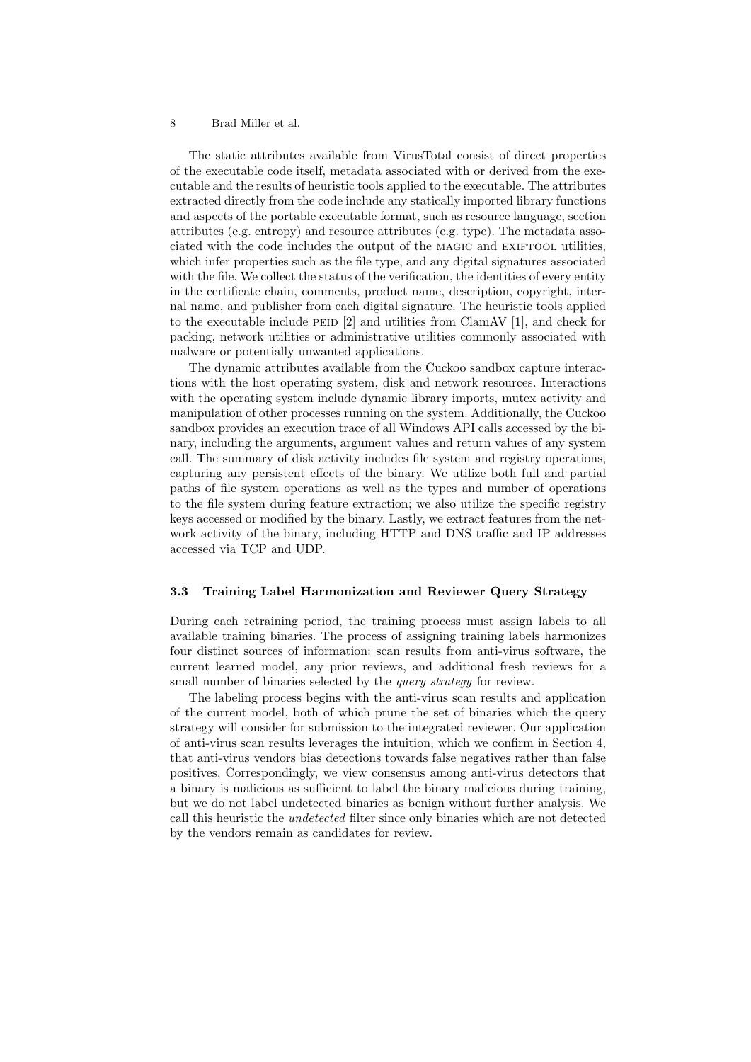The static attributes available from VirusTotal consist of direct properties of the executable code itself, metadata associated with or derived from the executable and the results of heuristic tools applied to the executable. The attributes extracted directly from the code include any statically imported library functions and aspects of the portable executable format, such as resource language, section attributes (e.g. entropy) and resource attributes (e.g. type). The metadata associated with the code includes the output of the MAGIC and EXIFTOOL utilities, which infer properties such as the file type, and any digital signatures associated with the file. We collect the status of the verification, the identities of every entity in the certificate chain, comments, product name, description, copyright, internal name, and publisher from each digital signature. The heuristic tools applied to the executable include PEID [2] and utilities from ClamAV [1], and check for packing, network utilities or administrative utilities commonly associated with malware or potentially unwanted applications.

The dynamic attributes available from the Cuckoo sandbox capture interactions with the host operating system, disk and network resources. Interactions with the operating system include dynamic library imports, mutex activity and manipulation of other processes running on the system. Additionally, the Cuckoo sandbox provides an execution trace of all Windows API calls accessed by the binary, including the arguments, argument values and return values of any system call. The summary of disk activity includes file system and registry operations, capturing any persistent effects of the binary. We utilize both full and partial paths of file system operations as well as the types and number of operations to the file system during feature extraction; we also utilize the specific registry keys accessed or modified by the binary. Lastly, we extract features from the network activity of the binary, including HTTP and DNS traffic and IP addresses accessed via TCP and UDP.

### 3.3 Training Label Harmonization and Reviewer Query Strategy

During each retraining period, the training process must assign labels to all available training binaries. The process of assigning training labels harmonizes four distinct sources of information: scan results from anti-virus software, the current learned model, any prior reviews, and additional fresh reviews for a small number of binaries selected by the *query strategy* for review.

The labeling process begins with the anti-virus scan results and application of the current model, both of which prune the set of binaries which the query strategy will consider for submission to the integrated reviewer. Our application of anti-virus scan results leverages the intuition, which we confirm in Section 4, that anti-virus vendors bias detections towards false negatives rather than false positives. Correspondingly, we view consensus among anti-virus detectors that a binary is malicious as sufficient to label the binary malicious during training, but we do not label undetected binaries as benign without further analysis. We call this heuristic the *undetected* filter since only binaries which are not detected by the vendors remain as candidates for review.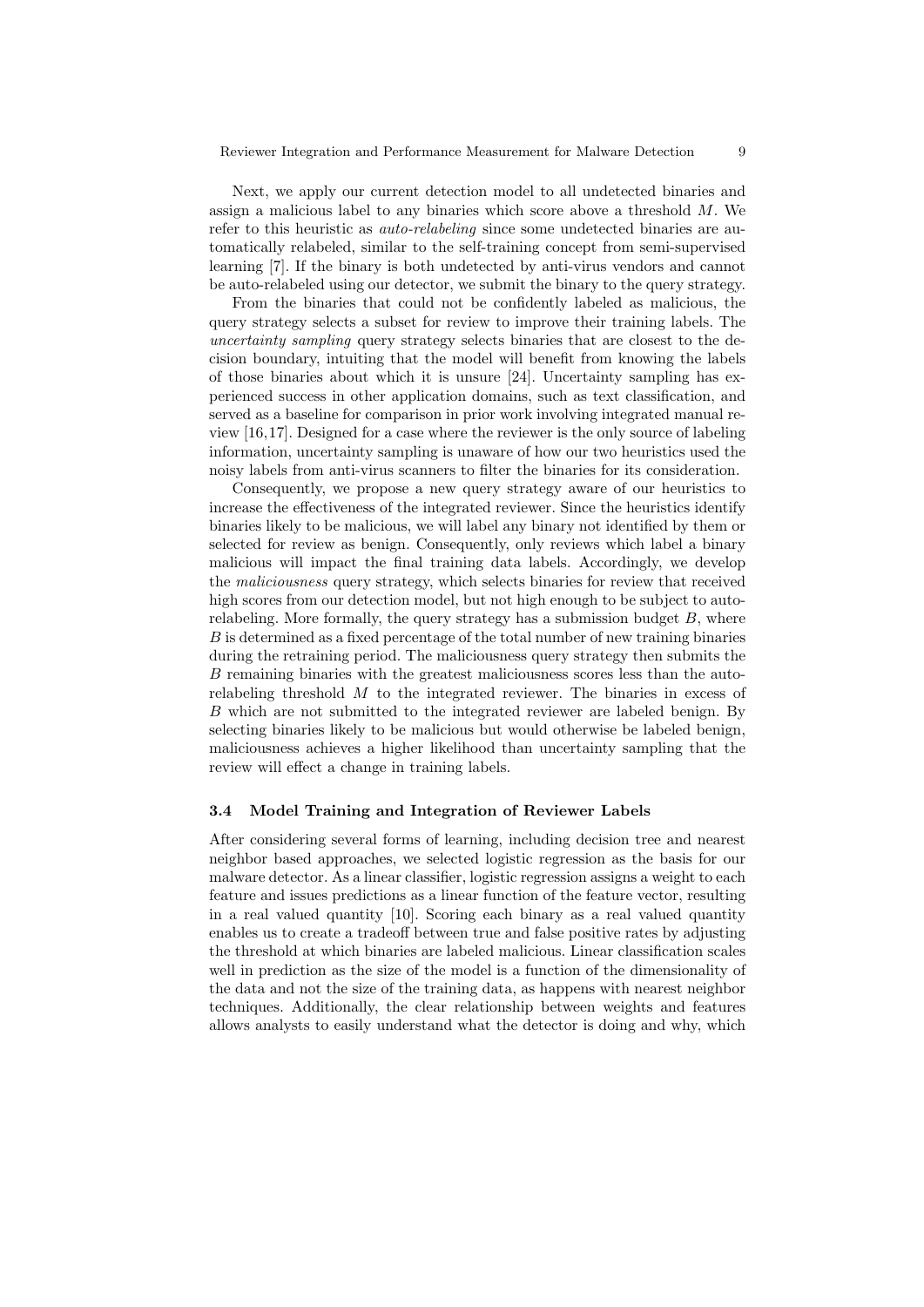Next, we apply our current detection model to all undetected binaries and assign a malicious label to any binaries which score above a threshold $M$. We refer to this heuristic as *auto-relabeling* since some undetected binaries are automatically relabeled, similar to the self-training concept from semi-supervised learning [7]. If the binary is both undetected by anti-virus vendors and cannot be auto-relabeled using our detector, we submit the binary to the query strategy.

From the binaries that could not be confidently labeled as malicious, the query strategy selects a subset for review to improve their training labels. The *uncertainty sampling* query strategy selects binaries that are closest to the decision boundary, intuiting that the model will benefit from knowing the labels of those binaries about which it is unsure [24]. Uncertainty sampling has experienced success in other application domains, such as text classification, and served as a baseline for comparison in prior work involving integrated manual review [16,17]. Designed for a case where the reviewer is the only source of labeling information, uncertainty sampling is unaware of how our two heuristics used the noisy labels from anti-virus scanners to filter the binaries for its consideration.

Consequently, we propose a new query strategy aware of our heuristics to increase the effectiveness of the integrated reviewer. Since the heuristics identify binaries likely to be malicious, we will label any binary not identified by them or selected for review as benign. Consequently, only reviews which label a binary malicious will impact the final training data labels. Accordingly, we develop the *maliciousness* query strategy, which selects binaries for review that received high scores from our detection model, but not high enough to be subject to auto-relabeling. More formally, the query strategy has a submission budget $B$, where $B$ is determined as a fixed percentage of the total number of new training binaries during the retraining period. The maliciousness query strategy then submits the $B$ remaining binaries with the greatest maliciousness scores less than the auto-relabeling threshold $M$ to the integrated reviewer. The binaries in excess of $B$ which are not submitted to the integrated reviewer are labeled benign. By selecting binaries likely to be malicious but would otherwise be labeled benign, maliciousness achieves a higher likelihood than uncertainty sampling that the review will effect a change in training labels.

### 3.4 Model Training and Integration of Reviewer Labels

After considering several forms of learning, including decision tree and nearest neighbor based approaches, we selected logistic regression as the basis for our malware detector. As a linear classifier, logistic regression assigns a weight to each feature and issues predictions as a linear function of the feature vector, resulting in a real valued quantity [10]. Scoring each binary as a real valued quantity enables us to create a tradeoff between true and false positive rates by adjusting the threshold at which binaries are labeled malicious. Linear classification scales well in prediction as the size of the model is a function of the dimensionality of the data and not the size of the training data, as happens with nearest neighbor techniques. Additionally, the clear relationship between weights and features allows analysts to easily understand what the detector is doing and why, which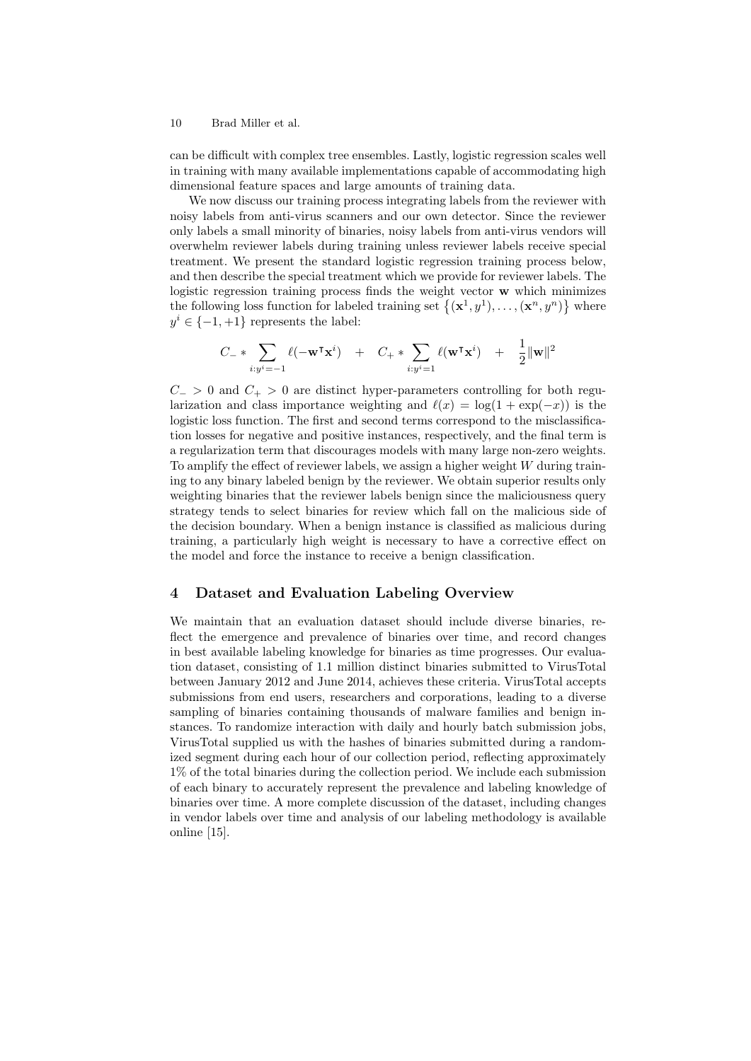can be difficult with complex tree ensembles. Lastly, logistic regression scales well in training with many available implementations capable of accommodating high dimensional feature spaces and large amounts of training data.

We now discuss our training process integrating labels from the reviewer with noisy labels from anti-virus scanners and our own detector. Since the reviewer only labels a small minority of binaries, noisy labels from anti-virus vendors will overwhelm reviewer labels during training unless reviewer labels receive special treatment. We present the standard logistic regression training process below, and then describe the special treatment which we provide for reviewer labels. The logistic regression training process finds the weight vector $\mathbf{w}$ which minimizes the following loss function for labeled training set $\{(\mathbf{x}^1, y^1), \ldots, (\mathbf{x}^n, y^n)\}$ where $y^i \in \{-1, +1\}$ represents the label:

$$C_- * \sum_{i:y^i=-1} \ell(-\mathbf{w}^\intercal \mathbf{x}^i) \quad + \quad C_+ * \sum_{i:y^i=1} \ell(\mathbf{w}^\intercal \mathbf{x}^i) \quad + \quad \frac{1}{2}\|\mathbf{w}\|^2$$

$C_- > 0$ and $C_+ > 0$ are distinct hyper-parameters controlling for both regularization and class importance weighting and $\ell(x) = \log(1 + \exp(-x))$ is the logistic loss function. The first and second terms correspond to the misclassification losses for negative and positive instances, respectively, and the final term is a regularization term that discourages models with many large non-zero weights. To amplify the effect of reviewer labels, we assign a higher weight $W$ during training to any binary labeled benign by the reviewer. We obtain superior results only weighting binaries that the reviewer labels benign since the maliciousness query strategy tends to select binaries for review which fall on the malicious side of the decision boundary. When a benign instance is classified as malicious during training, a particularly high weight is necessary to have a corrective effect on the model and force the instance to receive a benign classification.

## 4 Dataset and Evaluation Labeling Overview

We maintain that an evaluation dataset should include diverse binaries, reflect the emergence and prevalence of binaries over time, and record changes in best available labeling knowledge for binaries as time progresses. Our evaluation dataset, consisting of 1.1 million distinct binaries submitted to VirusTotal between January 2012 and June 2014, achieves these criteria. VirusTotal accepts submissions from end users, researchers and corporations, leading to a diverse sampling of binaries containing thousands of malware families and benign instances. To randomize interaction with daily and hourly batch submission jobs, VirusTotal supplied us with the hashes of binaries submitted during a randomized segment during each hour of our collection period, reflecting approximately 1% of the total binaries during the collection period. We include each submission of each binary to accurately represent the prevalence and labeling knowledge of binaries over time. A more complete discussion of the dataset, including changes in vendor labels over time and analysis of our labeling methodology is available online [15].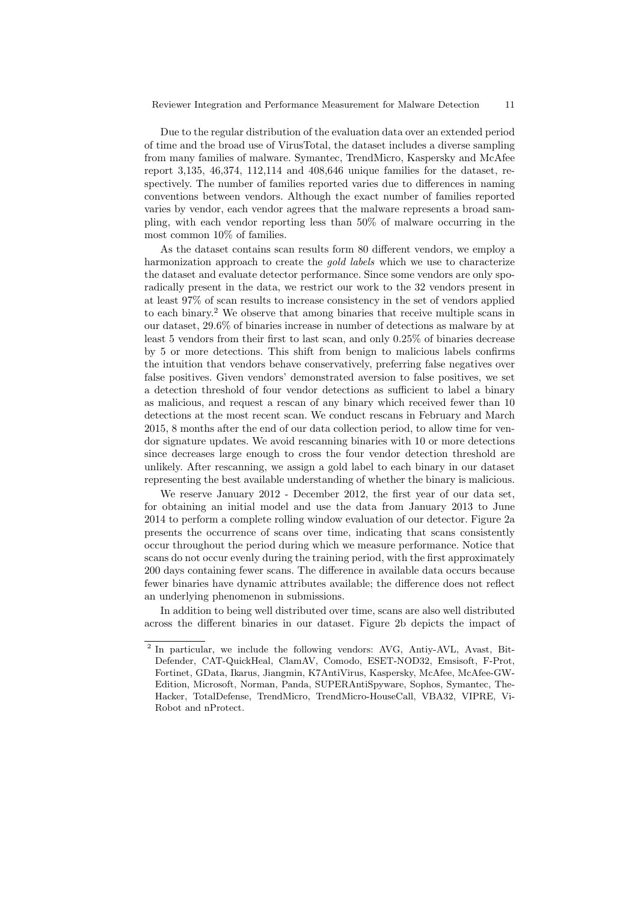Due to the regular distribution of the evaluation data over an extended period of time and the broad use of VirusTotal, the dataset includes a diverse sampling from many families of malware. Symantec, TrendMicro, Kaspersky and McAfee report 3,135, 46,374, 112,114 and 408,646 unique families for the dataset, respectively. The number of families reported varies due to differences in naming conventions between vendors. Although the exact number of families reported varies by vendor, each vendor agrees that the malware represents a broad sampling, with each vendor reporting less than 50% of malware occurring in the most common 10% of families.

As the dataset contains scan results form 80 different vendors, we employ a harmonization approach to create the *gold labels* which we use to characterize the dataset and evaluate detector performance. Since some vendors are only sporadically present in the data, we restrict our work to the 32 vendors present in at least 97% of scan results to increase consistency in the set of vendors applied to each binary.[2] We observe that among binaries that receive multiple scans in our dataset, 29.6% of binaries increase in number of detections as malware by at least 5 vendors from their first to last scan, and only 0.25% of binaries decrease by 5 or more detections. This shift from benign to malicious labels confirms the intuition that vendors behave conservatively, preferring false negatives over false positives. Given vendors' demonstrated aversion to false positives, we set a detection threshold of four vendor detections as sufficient to label a binary as malicious, and request a rescan of any binary which received fewer than 10 detections at the most recent scan. We conduct rescans in February and March 2015, 8 months after the end of our data collection period, to allow time for vendor signature updates. We avoid rescanning binaries with 10 or more detections since decreases large enough to cross the four vendor detection threshold are unlikely. After rescanning, we assign a gold label to each binary in our dataset representing the best available understanding of whether the binary is malicious.

We reserve January 2012 - December 2012, the first year of our data set, for obtaining an initial model and use the data from January 2013 to June 2014 to perform a complete rolling window evaluation of our detector. Figure 2a presents the occurrence of scans over time, indicating that scans consistently occur throughout the period during which we measure performance. Notice that scans do not occur evenly during the training period, with the first approximately 200 days containing fewer scans. The difference in available data occurs because fewer binaries have dynamic attributes available; the difference does not reflect an underlying phenomenon in submissions.

In addition to being well distributed over time, scans are also well distributed across the different binaries in our dataset. Figure 2b depicts the impact of

[2] In particular, we include the following vendors: AVG, Antiy-AVL, Avast, BitDefender, CAT-QuickHeal, ClamAV, Comodo, ESET-NOD32, Emsisoft, F-Prot, Fortinet, GData, Ikarus, Jiangmin, K7AntiVirus, Kaspersky, McAfee, McAfee-GW-Edition, Microsoft, Norman, Panda, SUPERAntiSpyware, Sophos, Symantec, TheHacker, TotalDefense, TrendMicro, TrendMicro-HouseCall, VBA32, VIPRE, ViRobot and nProtect.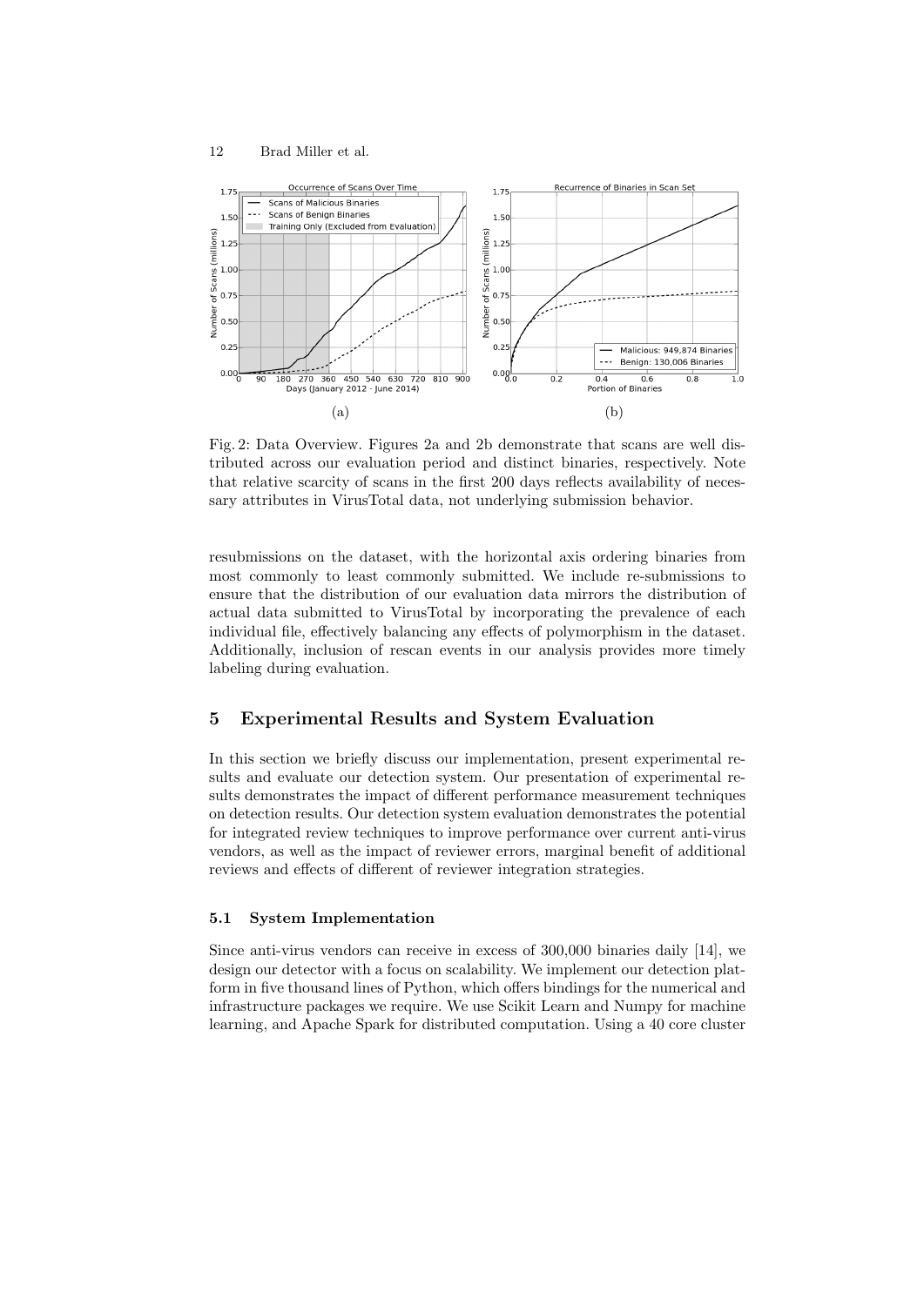Fig. 2: Data Overview. Figures 2a and 2b demonstrate that scans are well distributed across our evaluation period and distinct binaries, respectively. Note that relative scarcity of scans in the first 200 days reflects availability of necessary attributes in VirusTotal data, not underlying submission behavior.

resubmissions on the dataset, with the horizontal axis ordering binaries from most commonly to least commonly submitted. We include re-submissions to ensure that the distribution of our evaluation data mirrors the distribution of actual data submitted to VirusTotal by incorporating the prevalence of each individual file, effectively balancing any effects of polymorphism in the dataset. Additionally, inclusion of rescan events in our analysis provides more timely labeling during evaluation.

## 5 Experimental Results and System Evaluation

In this section we briefly discuss our implementation, present experimental results and evaluate our detection system. Our presentation of experimental results demonstrates the impact of different performance measurement techniques on detection results. Our detection system evaluation demonstrates the potential for integrated review techniques to improve performance over current anti-virus vendors, as well as the impact of reviewer errors, marginal benefit of additional reviews and effects of different of reviewer integration strategies.

### 5.1 System Implementation

Since anti-virus vendors can receive in excess of 300,000 binaries daily [14], we design our detector with a focus on scalability. We implement our detection platform in five thousand lines of Python, which offers bindings for the numerical and infrastructure packages we require. We use Scikit Learn and Numpy for machine learning, and Apache Spark for distributed computation. Using a 40 core cluster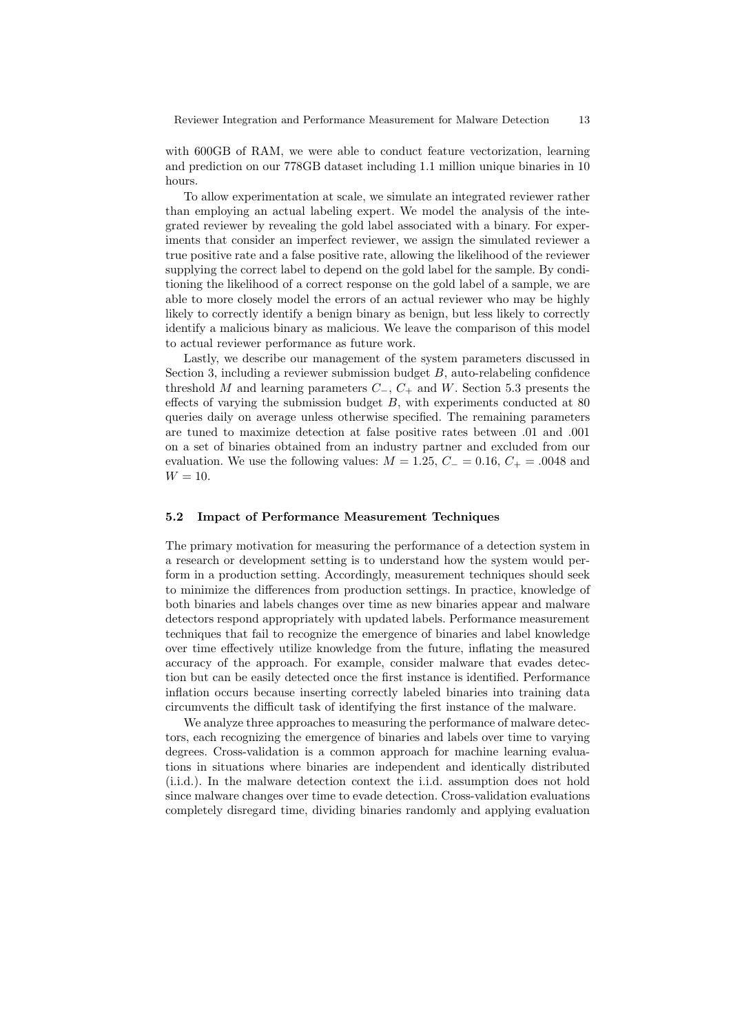with 600GB of RAM, we were able to conduct feature vectorization, learning and prediction on our 778GB dataset including 1.1 million unique binaries in 10 hours.

To allow experimentation at scale, we simulate an integrated reviewer rather than employing an actual labeling expert. We model the analysis of the integrated reviewer by revealing the gold label associated with a binary. For experiments that consider an imperfect reviewer, we assign the simulated reviewer a true positive rate and a false positive rate, allowing the likelihood of the reviewer supplying the correct label to depend on the gold label for the sample. By conditioning the likelihood of a correct response on the gold label of a sample, we are able to more closely model the errors of an actual reviewer who may be highly likely to correctly identify a benign binary as benign, but less likely to correctly identify a malicious binary as malicious. We leave the comparison of this model to actual reviewer performance as future work.

Lastly, we describe our management of the system parameters discussed in Section 3, including a reviewer submission budget $B$, auto-relabeling confidence threshold $M$ and learning parameters $C_-$, $C_+$ and $W$. Section 5.3 presents the effects of varying the submission budget $B$, with experiments conducted at 80 queries daily on average unless otherwise specified. The remaining parameters are tuned to maximize detection at false positive rates between .01 and .001 on a set of binaries obtained from an industry partner and excluded from our evaluation. We use the following values: $M = 1.25$, $C_- = 0.16$, $C_+ = .0048$ and $W = 10$.

### 5.2 Impact of Performance Measurement Techniques

The primary motivation for measuring the performance of a detection system in a research or development setting is to understand how the system would perform in a production setting. Accordingly, measurement techniques should seek to minimize the differences from production settings. In practice, knowledge of both binaries and labels changes over time as new binaries appear and malware detectors respond appropriately with updated labels. Performance measurement techniques that fail to recognize the emergence of binaries and label knowledge over time effectively utilize knowledge from the future, inflating the measured accuracy of the approach. For example, consider malware that evades detection but can be easily detected once the first instance is identified. Performance inflation occurs because inserting correctly labeled binaries into training data circumvents the difficult task of identifying the first instance of the malware.

We analyze three approaches to measuring the performance of malware detectors, each recognizing the emergence of binaries and labels over time to varying degrees. Cross-validation is a common approach for machine learning evaluations in situations where binaries are independent and identically distributed (i.i.d.). In the malware detection context the i.i.d. assumption does not hold since malware changes over time to evade detection. Cross-validation evaluations completely disregard time, dividing binaries randomly and applying evaluation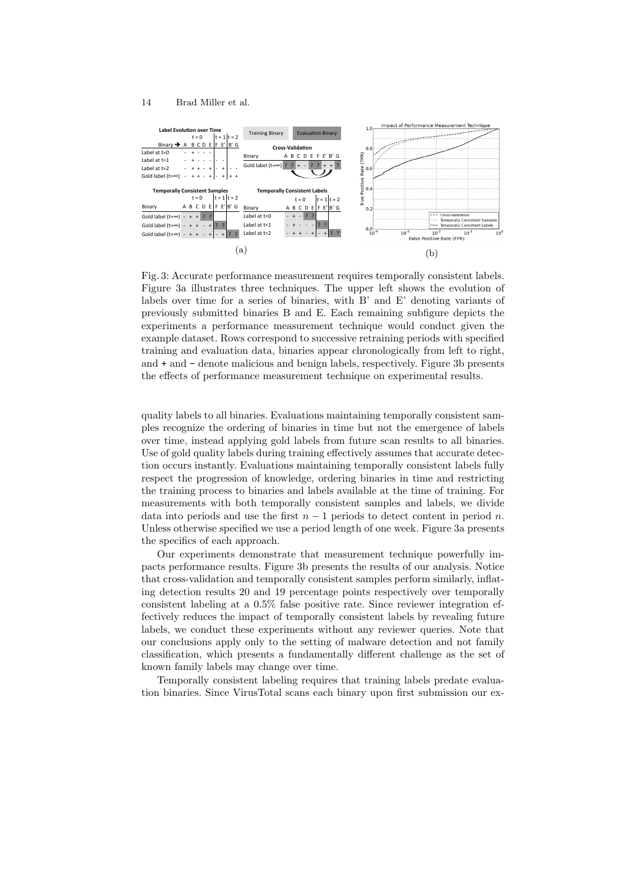Fig. 3: Accurate performance measurement requires temporally consistent labels. Figure 3a illustrates three techniques. The upper left shows the evolution of labels over time for a series of binaries, with B' and E' denoting variants of previously submitted binaries B and E. Each remaining subfigure depicts the experiments a performance measurement technique would conduct given the example dataset. Rows correspond to successive retraining periods with specified training and evaluation data, binaries appear chronologically from left to right, and + and - denote malicious and benign labels, respectively. Figure 3b presents the effects of performance measurement technique on experimental results.

quality labels to all binaries. Evaluations maintaining temporally consistent samples recognize the ordering of binaries in time but not the emergence of labels over time, instead applying gold labels from future scan results to all binaries. Use of gold quality labels during training effectively assumes that accurate detection occurs instantly. Evaluations maintaining temporally consistent labels fully respect the progression of knowledge, ordering binaries in time and restricting the training process to binaries and labels available at the time of training. For measurements with both temporally consistent samples and labels, we divide data into periods and use the first $n-1$ periods to detect content in period $n$. Unless otherwise specified we use a period length of one week. Figure 3a presents the specifics of each approach.

Our experiments demonstrate that measurement technique powerfully impacts performance results. Figure 3b presents the results of our analysis. Notice that cross-validation and temporally consistent samples perform similarly, inflating detection results 20 and 19 percentage points respectively over temporally consistent labeling at a 0.5% false positive rate. Since reviewer integration effectively reduces the impact of temporally consistent labels by revealing future labels, we conduct these experiments without any reviewer queries. Note that our conclusions apply only to the setting of malware detection and not family classification, which presents a fundamentally different challenge as the set of known family labels may change over time.

Temporally consistent labeling requires that training labels predate evaluation binaries. Since VirusTotal scans each binary upon first submission our ex-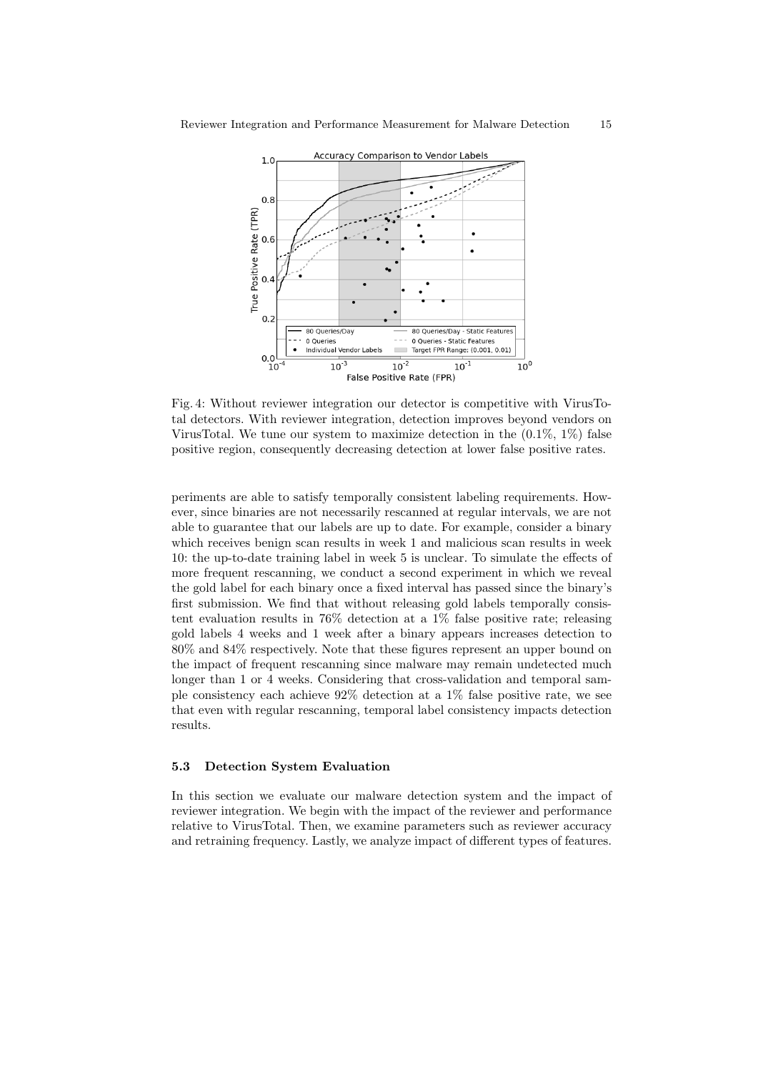Fig. 4: Without reviewer integration our detector is competitive with VirusTotal detectors. With reviewer integration, detection improves beyond vendors on VirusTotal. We tune our system to maximize detection in the (0.1%, 1%) false positive region, consequently decreasing detection at lower false positive rates.

periments are able to satisfy temporally consistent labeling requirements. However, since binaries are not necessarily rescanned at regular intervals, we are not able to guarantee that our labels are up to date. For example, consider a binary which receives benign scan results in week 1 and malicious scan results in week 10: the up-to-date training label in week 5 is unclear. To simulate the effects of more frequent rescanning, we conduct a second experiment in which we reveal the gold label for each binary once a fixed interval has passed since the binary's first submission. We find that without releasing gold labels temporally consistent evaluation results in 76% detection at a 1% false positive rate; releasing gold labels 4 weeks and 1 week after a binary appears increases detection to 80% and 84% respectively. Note that these figures represent an upper bound on the impact of frequent rescanning since malware may remain undetected much longer than 1 or 4 weeks. Considering that cross-validation and temporal sample consistency each achieve 92% detection at a 1% false positive rate, we see that even with regular rescanning, temporal label consistency impacts detection results.

### 5.3 Detection System Evaluation

In this section we evaluate our malware detection system and the impact of reviewer integration. We begin with the impact of the reviewer and performance relative to VirusTotal. Then, we examine parameters such as reviewer accuracy and retraining frequency. Lastly, we analyze impact of different types of features.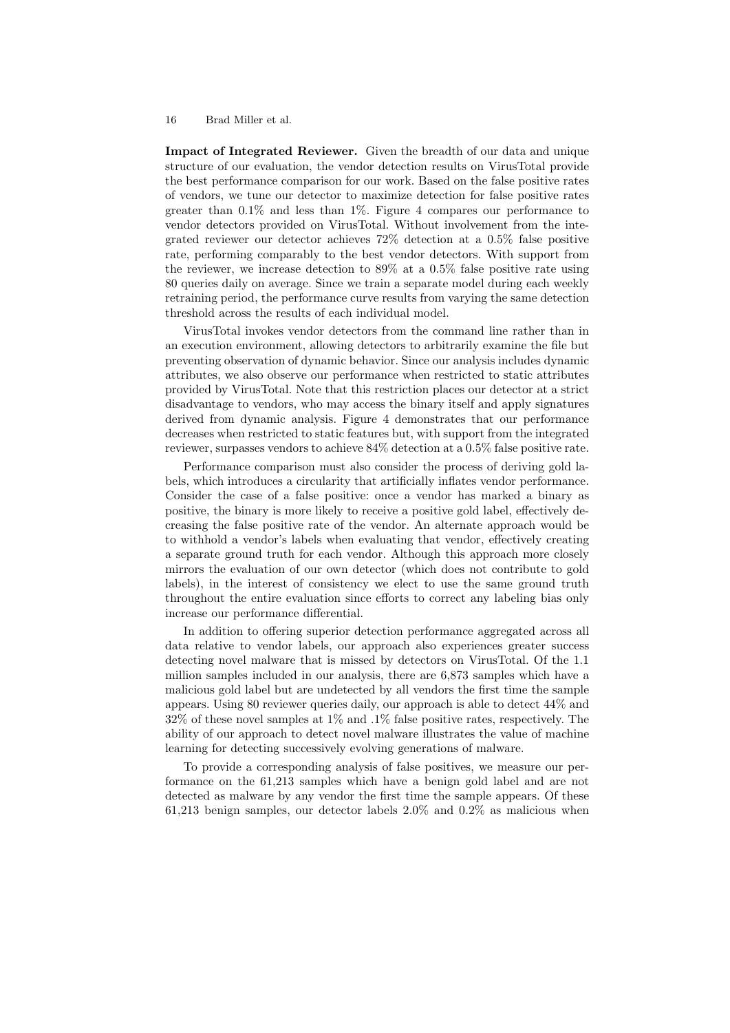**Impact of Integrated Reviewer.** Given the breadth of our data and unique structure of our evaluation, the vendor detection results on VirusTotal provide the best performance comparison for our work. Based on the false positive rates of vendors, we tune our detector to maximize detection for false positive rates greater than 0.1% and less than 1%. Figure 4 compares our performance to vendor detectors provided on VirusTotal. Without involvement from the integrated reviewer our detector achieves 72% detection at a 0.5% false positive rate, performing comparably to the best vendor detectors. With support from the reviewer, we increase detection to 89% at a 0.5% false positive rate using 80 queries daily on average. Since we train a separate model during each weekly retraining period, the performance curve results from varying the same detection threshold across the results of each individual model.

VirusTotal invokes vendor detectors from the command line rather than in an execution environment, allowing detectors to arbitrarily examine the file but preventing observation of dynamic behavior. Since our analysis includes dynamic attributes, we also observe our performance when restricted to static attributes provided by VirusTotal. Note that this restriction places our detector at a strict disadvantage to vendors, who may access the binary itself and apply signatures derived from dynamic analysis. Figure 4 demonstrates that our performance decreases when restricted to static features but, with support from the integrated reviewer, surpasses vendors to achieve 84% detection at a 0.5% false positive rate.

Performance comparison must also consider the process of deriving gold labels, which introduces a circularity that artificially inflates vendor performance. Consider the case of a false positive: once a vendor has marked a binary as positive, the binary is more likely to receive a positive gold label, effectively decreasing the false positive rate of the vendor. An alternate approach would be to withhold a vendor's labels when evaluating that vendor, effectively creating a separate ground truth for each vendor. Although this approach more closely mirrors the evaluation of our own detector (which does not contribute to gold labels), in the interest of consistency we elect to use the same ground truth throughout the entire evaluation since efforts to correct any labeling bias only increase our performance differential.

In addition to offering superior detection performance aggregated across all data relative to vendor labels, our approach also experiences greater success detecting novel malware that is missed by detectors on VirusTotal. Of the 1.1 million samples included in our analysis, there are 6,873 samples which have a malicious gold label but are undetected by all vendors the first time the sample appears. Using 80 reviewer queries daily, our approach is able to detect 44% and 32% of these novel samples at 1% and .1% false positive rates, respectively. The ability of our approach to detect novel malware illustrates the value of machine learning for detecting successively evolving generations of malware.

To provide a corresponding analysis of false positives, we measure our performance on the 61,213 samples which have a benign gold label and are not detected as malware by any vendor the first time the sample appears. Of these 61,213 benign samples, our detector labels 2.0% and 0.2% as malicious when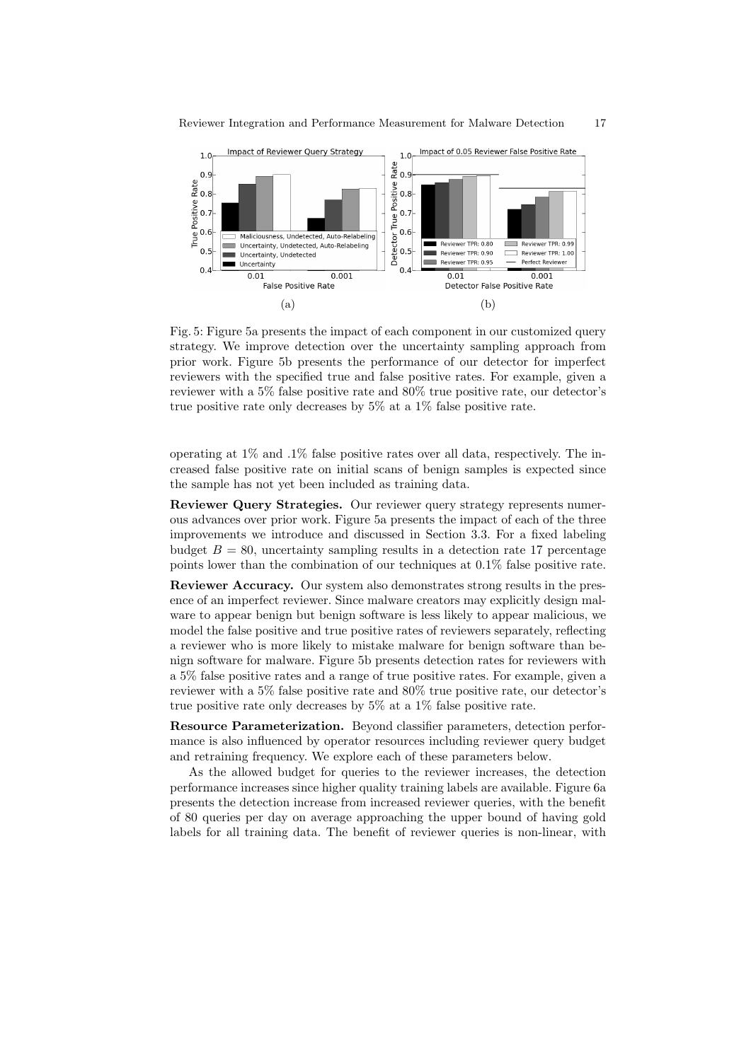(a)

(b)

Fig. 5: Figure 5a presents the impact of each component in our customized query strategy. We improve detection over the uncertainty sampling approach from prior work. Figure 5b presents the performance of our detector for imperfect reviewers with the specified true and false positive rates. For example, given a reviewer with a 5% false positive rate and 80% true positive rate, our detector's true positive rate only decreases by 5% at a 1% false positive rate.

operating at 1% and .1% false positive rates over all data, respectively. The increased false positive rate on initial scans of benign samples is expected since the sample has not yet been included as training data.

**Reviewer Query Strategies.** Our reviewer query strategy represents numerous advances over prior work. Figure 5a presents the impact of each of the three improvements we introduce and discussed in Section 3.3. For a fixed labeling budget $B = 80$, uncertainty sampling results in a detection rate 17 percentage points lower than the combination of our techniques at 0.1% false positive rate.

**Reviewer Accuracy.** Our system also demonstrates strong results in the presence of an imperfect reviewer. Since malware creators may explicitly design malware to appear benign but benign software is less likely to appear malicious, we model the false positive and true positive rates of reviewers separately, reflecting a reviewer who is more likely to mistake malware for benign software than benign software for malware. Figure 5b presents detection rates for reviewers with a 5% false positive rates and a range of true positive rates. For example, given a reviewer with a 5% false positive rate and 80% true positive rate, our detector's true positive rate only decreases by 5% at a 1% false positive rate.

**Resource Parameterization.** Beyond classifier parameters, detection performance is also influenced by operator resources including reviewer query budget and retraining frequency. We explore each of these parameters below.

As the allowed budget for queries to the reviewer increases, the detection performance increases since higher quality training labels are available. Figure 6a presents the detection increase from increased reviewer queries, with the benefit of 80 queries per day on average approaching the upper bound of having gold labels for all training data. The benefit of reviewer queries is non-linear, with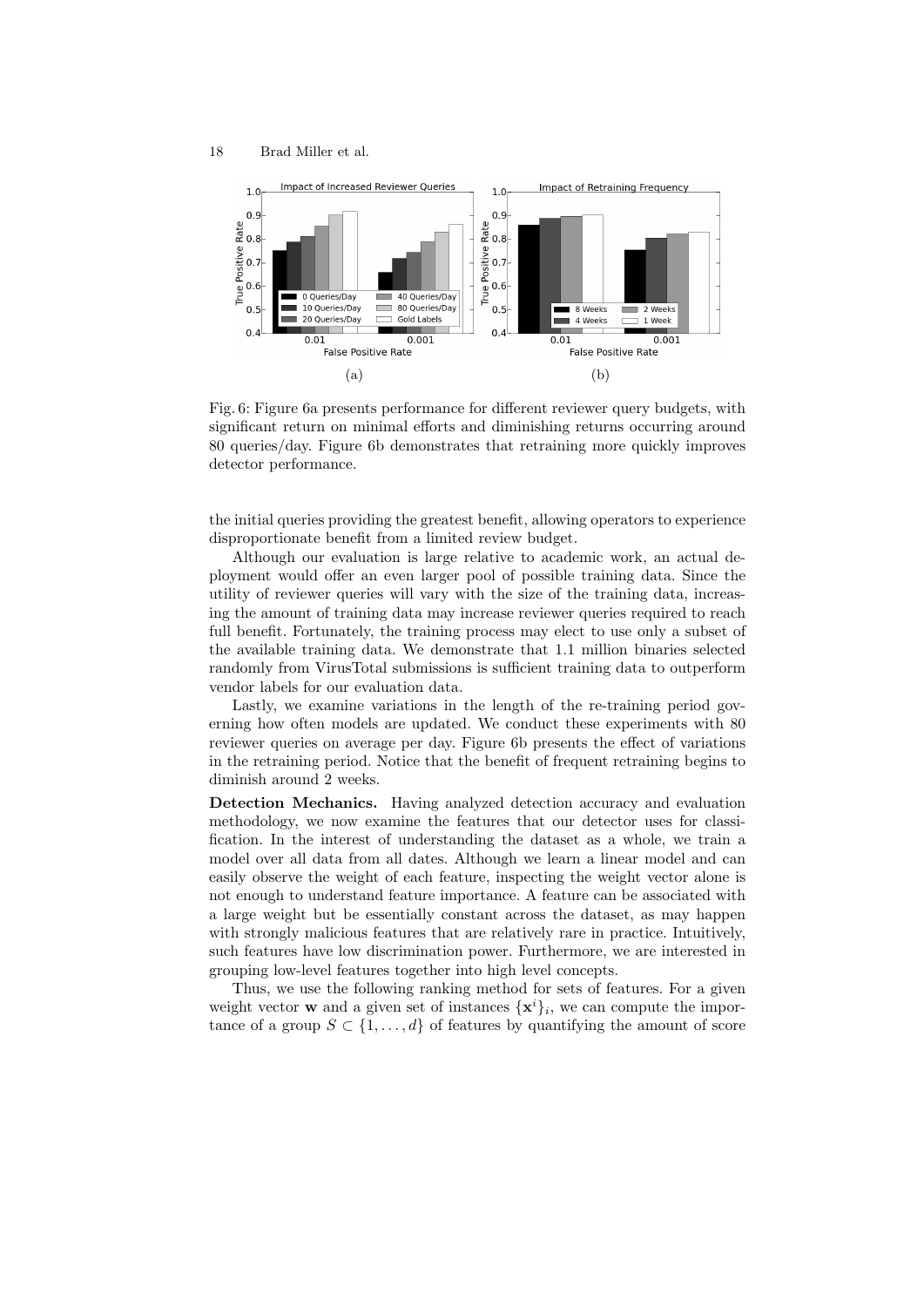Fig. 6: Figure 6a presents performance for different reviewer query budgets, with significant return on minimal efforts and diminishing returns occurring around 80 queries/day. Figure 6b demonstrates that retraining more quickly improves detector performance.

the initial queries providing the greatest benefit, allowing operators to experience disproportionate benefit from a limited review budget.

Although our evaluation is large relative to academic work, an actual deployment would offer an even larger pool of possible training data. Since the utility of reviewer queries will vary with the size of the training data, increasing the amount of training data may increase reviewer queries required to reach full benefit. Fortunately, the training process may elect to use only a subset of the available training data. We demonstrate that 1.1 million binaries selected randomly from VirusTotal submissions is sufficient training data to outperform vendor labels for our evaluation data.

Lastly, we examine variations in the length of the re-training period governing how often models are updated. We conduct these experiments with 80 reviewer queries on average per day. Figure 6b presents the effect of variations in the retraining period. Notice that the benefit of frequent retraining begins to diminish around 2 weeks.

**Detection Mechanics.** Having analyzed detection accuracy and evaluation methodology, we now examine the features that our detector uses for classification. In the interest of understanding the dataset as a whole, we train a model over all data from all dates. Although we learn a linear model and can easily observe the weight of each feature, inspecting the weight vector alone is not enough to understand feature importance. A feature can be associated with a large weight but be essentially constant across the dataset, as may happen with strongly malicious features that are relatively rare in practice. Intuitively, such features have low discrimination power. Furthermore, we are interested in grouping low-level features together into high level concepts.

Thus, we use the following ranking method for sets of features. For a given weight vector $\mathbf{w}$ and a given set of instances $\{\mathbf{x}^i\}_i$, we can compute the importance of a group $S \subset \{1, \ldots, d\}$ of features by quantifying the amount of score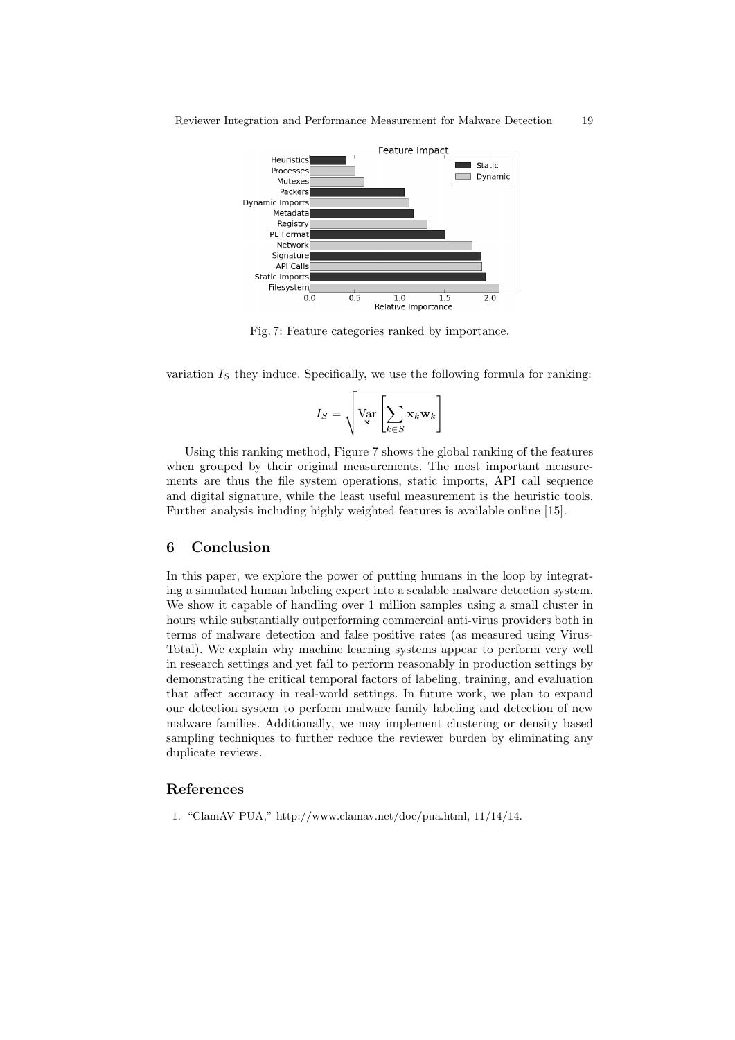Fig. 7: Feature categories ranked by importance.

variation $I_S$ they induce. Specifically, we use the following formula for ranking:

$$I_S = \sqrt{\operatorname*{Var}_{\mathbf{x}}\left[\sum_{k \in S} \mathbf{x}_k \mathbf{w}_k\right]}$$

Using this ranking method, Figure 7 shows the global ranking of the features when grouped by their original measurements. The most important measurements are thus the file system operations, static imports, API call sequence and digital signature, while the least useful measurement is the heuristic tools. Further analysis including highly weighted features is available online [15].

## 6 Conclusion

In this paper, we explore the power of putting humans in the loop by integrating a simulated human labeling expert into a scalable malware detection system. We show it capable of handling over 1 million samples using a small cluster in hours while substantially outperforming commercial anti-virus providers both in terms of malware detection and false positive rates (as measured using VirusTotal). We explain why machine learning systems appear to perform very well in research settings and yet fail to perform reasonably in production settings by demonstrating the critical temporal factors of labeling, training, and evaluation that affect accuracy in real-world settings. In future work, we plan to expand our detection system to perform malware family labeling and detection of new malware families. Additionally, we may implement clustering or density based sampling techniques to further reduce the reviewer burden by eliminating any duplicate reviews.

## References

1. "ClamAV PUA," http://www.clamav.net/doc/pua.html, 11/14/14.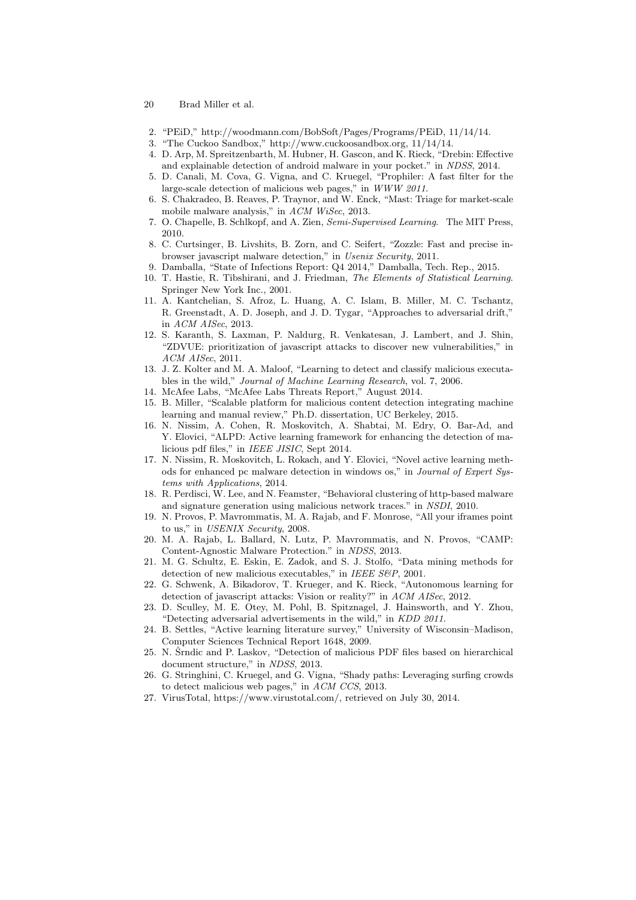2. "PEiD," http://woodmann.com/BobSoft/Pages/Programs/PEiD, 11/14/14.
3. "The Cuckoo Sandbox," http://www.cuckoosandbox.org, 11/14/14.
4. D. Arp, M. Spreitzenbarth, M. Hubner, H. Gascon, and K. Rieck, "Drebin: Effective and explainable detection of android malware in your pocket." in *NDSS*, 2014.
5. D. Canali, M. Cova, G. Vigna, and C. Kruegel, "Prophiler: A fast filter for the large-scale detection of malicious web pages," in *WWW 2011*.
6. S. Chakradeo, B. Reaves, P. Traynor, and W. Enck, "Mast: Triage for market-scale mobile malware analysis," in *ACM WiSec*, 2013.
7. O. Chapelle, B. Schlkopf, and A. Zien, *Semi-Supervised Learning*. The MIT Press, 2010.
8. C. Curtsinger, B. Livshits, B. Zorn, and C. Seifert, "Zozzle: Fast and precise in-browser javascript malware detection," in *Usenix Security*, 2011.
9. Damballa, "State of Infections Report: Q4 2014," Damballa, Tech. Rep., 2015.
10. T. Hastie, R. Tibshirani, and J. Friedman, *The Elements of Statistical Learning*. Springer New York Inc., 2001.
11. A. Kantchelian, S. Afroz, L. Huang, A. C. Islam, B. Miller, M. C. Tschantz, R. Greenstadt, A. D. Joseph, and J. D. Tygar, "Approaches to adversarial drift," in *ACM AISec*, 2013.
12. S. Karanth, S. Laxman, P. Naldurg, R. Venkatesan, J. Lambert, and J. Shin, "ZDVUE: prioritization of javascript attacks to discover new vulnerabilities," in *ACM AISec*, 2011.
13. J. Z. Kolter and M. A. Maloof, "Learning to detect and classify malicious executables in the wild," *Journal of Machine Learning Research*, vol. 7, 2006.
14. McAfee Labs, "McAfee Labs Threats Report," August 2014.
15. B. Miller, "Scalable platform for malicious content detection integrating machine learning and manual review," Ph.D. dissertation, UC Berkeley, 2015.
16. N. Nissim, A. Cohen, R. Moskovitch, A. Shabtai, M. Edry, O. Bar-Ad, and Y. Elovici, "ALPD: Active learning framework for enhancing the detection of malicious pdf files," in *IEEE JISIC*, Sept 2014.
17. N. Nissim, R. Moskovitch, L. Rokach, and Y. Elovici, "Novel active learning methods for enhanced pc malware detection in windows os," in *Journal of Expert Systems with Applications*, 2014.
18. R. Perdisci, W. Lee, and N. Feamster, "Behavioral clustering of http-based malware and signature generation using malicious network traces." in *NSDI*, 2010.
19. N. Provos, P. Mavrommatis, M. A. Rajab, and F. Monrose, "All your iframes point to us," in *USENIX Security*, 2008.
20. M. A. Rajab, L. Ballard, N. Lutz, P. Mavrommatis, and N. Provos, "CAMP: Content-Agnostic Malware Protection." in *NDSS*, 2013.
21. M. G. Schultz, E. Eskin, E. Zadok, and S. J. Stolfo, "Data mining methods for detection of new malicious executables," in *IEEE S&P*, 2001.
22. G. Schwenk, A. Bikadorov, T. Krueger, and K. Rieck, "Autonomous learning for detection of javascript attacks: Vision or reality?" in *ACM AISec*, 2012.
23. D. Sculley, M. E. Otey, M. Pohl, B. Spitznagel, J. Hainsworth, and Y. Zhou, "Detecting adversarial advertisements in the wild," in *KDD 2011*.
24. B. Settles, "Active learning literature survey," University of Wisconsin–Madison, Computer Sciences Technical Report 1648, 2009.
25. N. Šrndic and P. Laskov, "Detection of malicious PDF files based on hierarchical document structure," in *NDSS*, 2013.
26. G. Stringhini, C. Kruegel, and G. Vigna, "Shady paths: Leveraging surfing crowds to detect malicious web pages," in *ACM CCS*, 2013.
27. VirusTotal, https://www.virustotal.com/, retrieved on July 30, 2014.